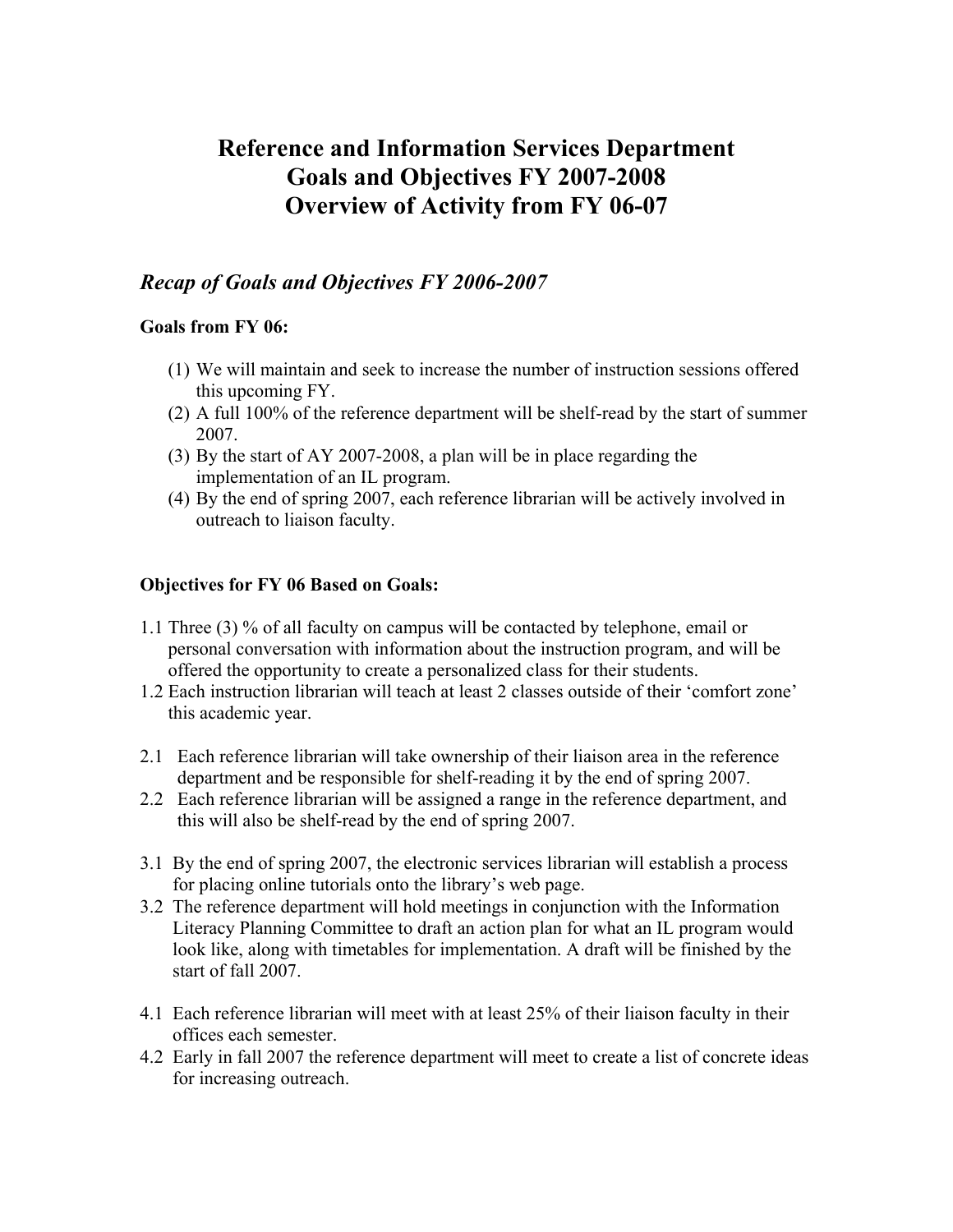# Reference and Information Services Department
# Goals and Objectives FY 2007-2008
# Overview of Activity from FY 06-07

## *Recap of Goals and Objectives FY 2006-2007*

**Goals from FY 06:**

(1) We will maintain and seek to increase the number of instruction sessions offered this upcoming FY.
(2) A full 100% of the reference department will be shelf-read by the start of summer 2007.
(3) By the start of AY 2007-2008, a plan will be in place regarding the implementation of an IL program.
(4) By the end of spring 2007, each reference librarian will be actively involved in outreach to liaison faculty.

**Objectives for FY 06 Based on Goals:**

1.1 Three (3) % of all faculty on campus will be contacted by telephone, email or personal conversation with information about the instruction program, and will be offered the opportunity to create a personalized class for their students.
1.2 Each instruction librarian will teach at least 2 classes outside of their 'comfort zone' this academic year.

2.1 Each reference librarian will take ownership of their liaison area in the reference department and be responsible for shelf-reading it by the end of spring 2007.
2.2 Each reference librarian will be assigned a range in the reference department, and this will also be shelf-read by the end of spring 2007.

3.1 By the end of spring 2007, the electronic services librarian will establish a process for placing online tutorials onto the library's web page.
3.2 The reference department will hold meetings in conjunction with the Information Literacy Planning Committee to draft an action plan for what an IL program would look like, along with timetables for implementation. A draft will be finished by the start of fall 2007.

4.1 Each reference librarian will meet with at least 25% of their liaison faculty in their offices each semester.
4.2 Early in fall 2007 the reference department will meet to create a list of concrete ideas for increasing outreach.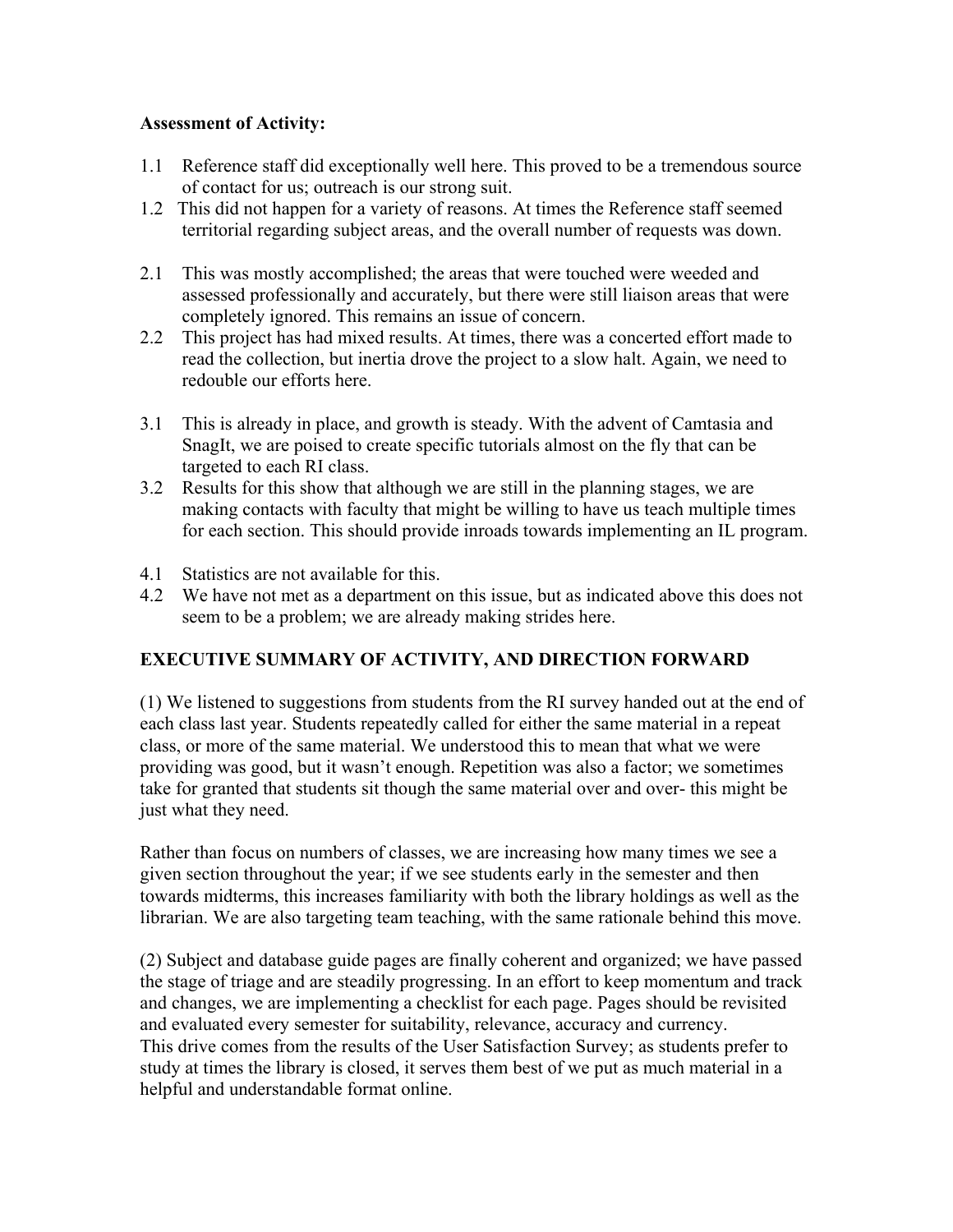**Assessment of Activity:**

1.1 Reference staff did exceptionally well here. This proved to be a tremendous source of contact for us; outreach is our strong suit.

1.2 This did not happen for a variety of reasons. At times the Reference staff seemed territorial regarding subject areas, and the overall number of requests was down.

2.1 This was mostly accomplished; the areas that were touched were weeded and assessed professionally and accurately, but there were still liaison areas that were completely ignored. This remains an issue of concern.

2.2 This project has had mixed results. At times, there was a concerted effort made to read the collection, but inertia drove the project to a slow halt. Again, we need to redouble our efforts here.

3.1 This is already in place, and growth is steady. With the advent of Camtasia and SnagIt, we are poised to create specific tutorials almost on the fly that can be targeted to each RI class.

3.2 Results for this show that although we are still in the planning stages, we are making contacts with faculty that might be willing to have us teach multiple times for each section. This should provide inroads towards implementing an IL program.

4.1 Statistics are not available for this.

4.2 We have not met as a department on this issue, but as indicated above this does not seem to be a problem; we are already making strides here.

## EXECUTIVE SUMMARY OF ACTIVITY, AND DIRECTION FORWARD

(1) We listened to suggestions from students from the RI survey handed out at the end of each class last year. Students repeatedly called for either the same material in a repeat class, or more of the same material. We understood this to mean that what we were providing was good, but it wasn't enough. Repetition was also a factor; we sometimes take for granted that students sit though the same material over and over- this might be just what they need.

Rather than focus on numbers of classes, we are increasing how many times we see a given section throughout the year; if we see students early in the semester and then towards midterms, this increases familiarity with both the library holdings as well as the librarian. We are also targeting team teaching, with the same rationale behind this move.

(2) Subject and database guide pages are finally coherent and organized; we have passed the stage of triage and are steadily progressing. In an effort to keep momentum and track and changes, we are implementing a checklist for each page. Pages should be revisited and evaluated every semester for suitability, relevance, accuracy and currency.
This drive comes from the results of the User Satisfaction Survey; as students prefer to study at times the library is closed, it serves them best of we put as much material in a helpful and understandable format online.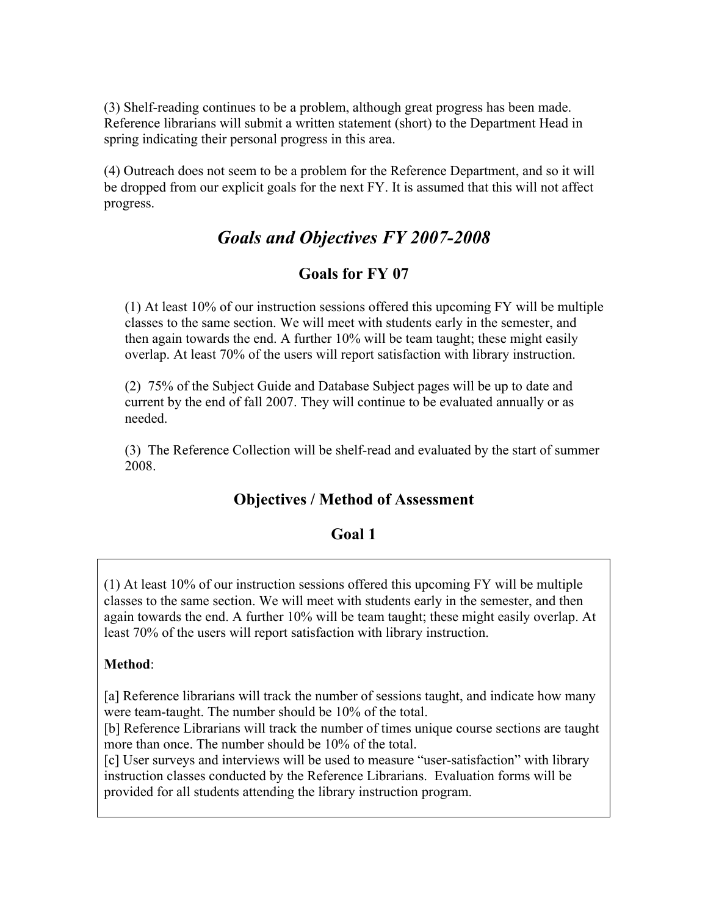(3) Shelf-reading continues to be a problem, although great progress has been made. Reference librarians will submit a written statement (short) to the Department Head in spring indicating their personal progress in this area.

(4) Outreach does not seem to be a problem for the Reference Department, and so it will be dropped from our explicit goals for the next FY. It is assumed that this will not affect progress.

# *Goals and Objectives FY 2007-2008*

## Goals for FY 07

(1) At least 10% of our instruction sessions offered this upcoming FY will be multiple classes to the same section. We will meet with students early in the semester, and then again towards the end. A further 10% will be team taught; these might easily overlap. At least 70% of the users will report satisfaction with library instruction.

(2) 75% of the Subject Guide and Database Subject pages will be up to date and current by the end of fall 2007. They will continue to be evaluated annually or as needed.

(3) The Reference Collection will be shelf-read and evaluated by the start of summer 2008.

## Objectives / Method of Assessment

## Goal 1

(1) At least 10% of our instruction sessions offered this upcoming FY will be multiple classes to the same section. We will meet with students early in the semester, and then again towards the end. A further 10% will be team taught; these might easily overlap. At least 70% of the users will report satisfaction with library instruction.

**Method**:

[a] Reference librarians will track the number of sessions taught, and indicate how many were team-taught. The number should be 10% of the total.
[b] Reference Librarians will track the number of times unique course sections are taught more than once. The number should be 10% of the total.
[c] User surveys and interviews will be used to measure "user-satisfaction" with library instruction classes conducted by the Reference Librarians. Evaluation forms will be provided for all students attending the library instruction program.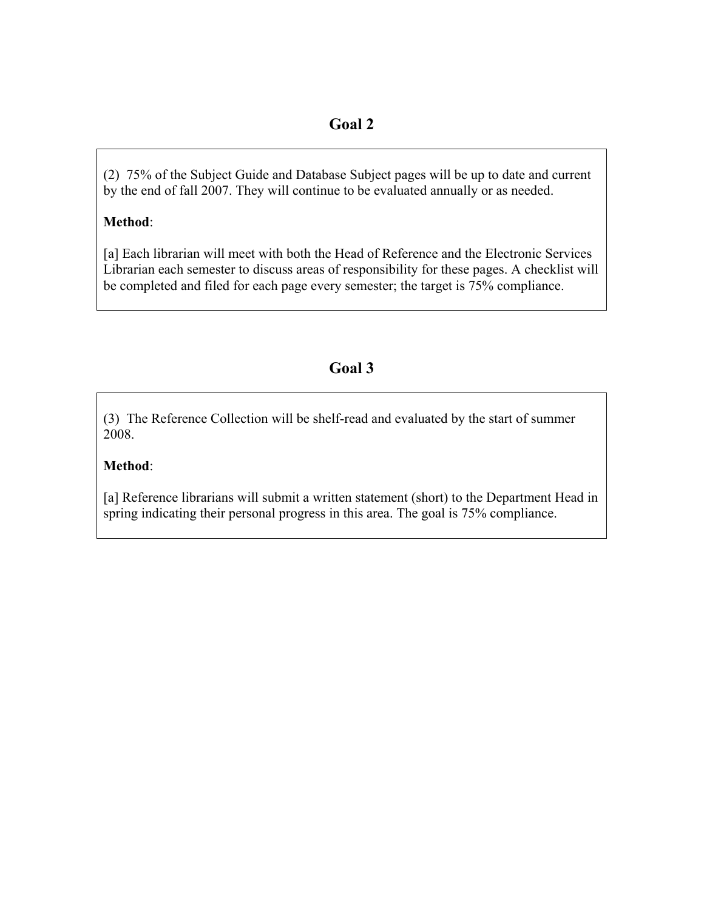## Goal 2

(2) 75% of the Subject Guide and Database Subject pages will be up to date and current by the end of fall 2007. They will continue to be evaluated annually or as needed.

**Method**:

[a] Each librarian will meet with both the Head of Reference and the Electronic Services Librarian each semester to discuss areas of responsibility for these pages. A checklist will be completed and filed for each page every semester; the target is 75% compliance.

## Goal 3

(3) The Reference Collection will be shelf-read and evaluated by the start of summer 2008.

**Method**:

[a] Reference librarians will submit a written statement (short) to the Department Head in spring indicating their personal progress in this area. The goal is 75% compliance.